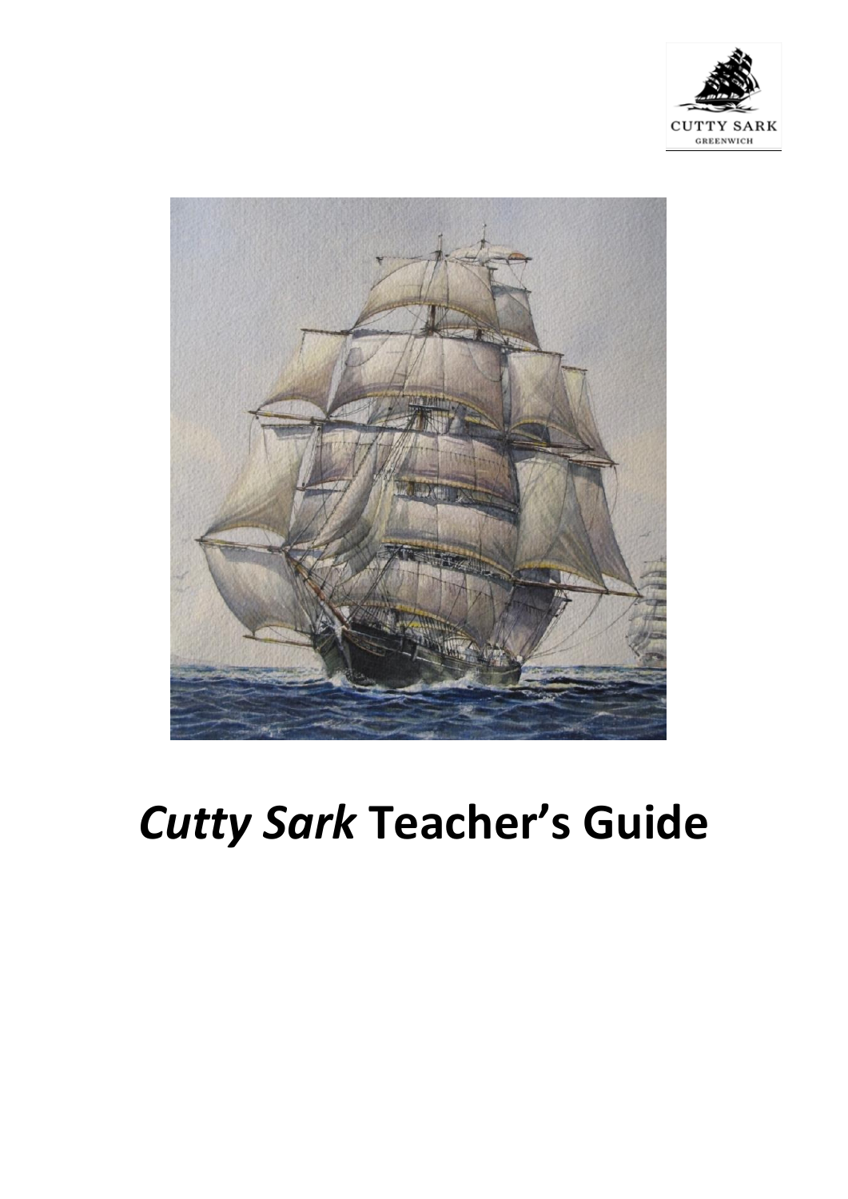# *Cutty Sark* Teacher's Guide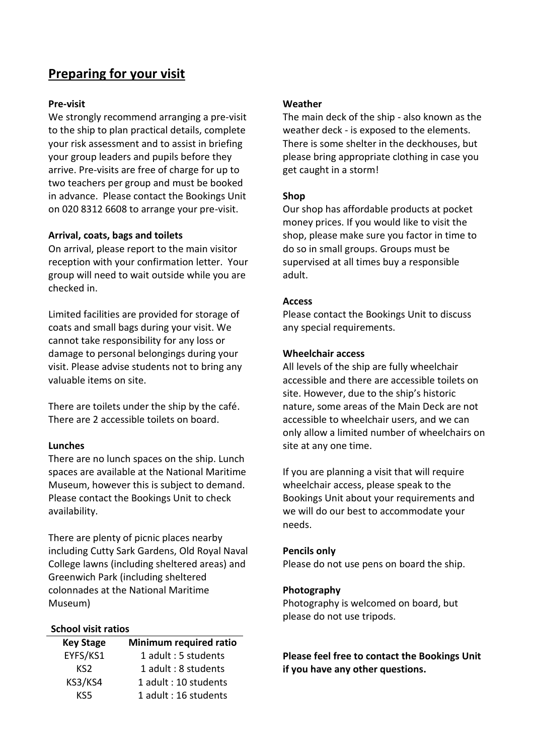# Preparing for your visit

**Pre-visit**

We strongly recommend arranging a pre-visit to the ship to plan practical details, complete your risk assessment and to assist in briefing your group leaders and pupils before they arrive. Pre-visits are free of charge for up to two teachers per group and must be booked in advance. Please contact the Bookings Unit on 020 8312 6608 to arrange your pre-visit.

**Arrival, coats, bags and toilets**

On arrival, please report to the main visitor reception with your confirmation letter. Your group will need to wait outside while you are checked in.

Limited facilities are provided for storage of coats and small bags during your visit. We cannot take responsibility for any loss or damage to personal belongings during your visit. Please advise students not to bring any valuable items on site.

There are toilets under the ship by the café. There are 2 accessible toilets on board.

**Lunches**

There are no lunch spaces on the ship. Lunch spaces are available at the National Maritime Museum, however this is subject to demand. Please contact the Bookings Unit to check availability.

There are plenty of picnic places nearby including Cutty Sark Gardens, Old Royal Naval College lawns (including sheltered areas) and Greenwich Park (including sheltered colonnades at the National Maritime Museum)

**School visit ratios**

| Key Stage | Minimum required ratio |
|---|---|
| EYFS/KS1 | 1 adult : 5 students |
| KS2 | 1 adult : 8 students |
| KS3/KS4 | 1 adult : 10 students |
| KS5 | 1 adult : 16 students |

**Weather**

The main deck of the ship - also known as the weather deck - is exposed to the elements. There is some shelter in the deckhouses, but please bring appropriate clothing in case you get caught in a storm!

**Shop**

Our shop has affordable products at pocket money prices. If you would like to visit the shop, please make sure you factor in time to do so in small groups. Groups must be supervised at all times buy a responsible adult.

**Access**

Please contact the Bookings Unit to discuss any special requirements.

**Wheelchair access**

All levels of the ship are fully wheelchair accessible and there are accessible toilets on site. However, due to the ship's historic nature, some areas of the Main Deck are not accessible to wheelchair users, and we can only allow a limited number of wheelchairs on site at any one time.

If you are planning a visit that will require wheelchair access, please speak to the Bookings Unit about your requirements and we will do our best to accommodate your needs.

**Pencils only**

Please do not use pens on board the ship.

**Photography**

Photography is welcomed on board, but please do not use tripods.

**Please feel free to contact the Bookings Unit if you have any other questions.**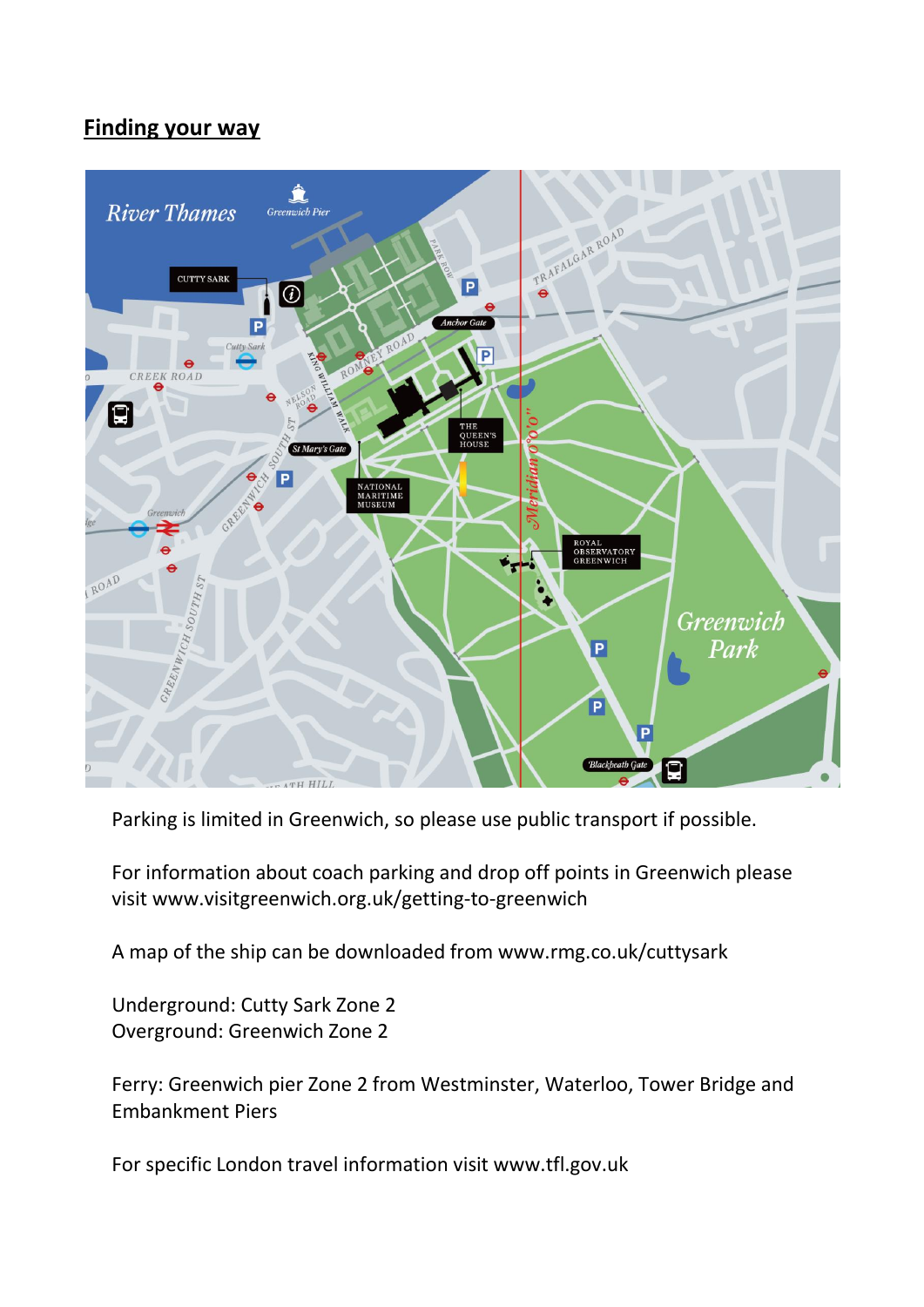## Finding your way

Parking is limited in Greenwich, so please use public transport if possible.

For information about coach parking and drop off points in Greenwich please visit www.visitgreenwich.org.uk/getting-to-greenwich

A map of the ship can be downloaded from www.rmg.co.uk/cuttysark

Underground: Cutty Sark Zone 2
Overground: Greenwich Zone 2

Ferry: Greenwich pier Zone 2 from Westminster, Waterloo, Tower Bridge and Embankment Piers

For specific London travel information visit www.tfl.gov.uk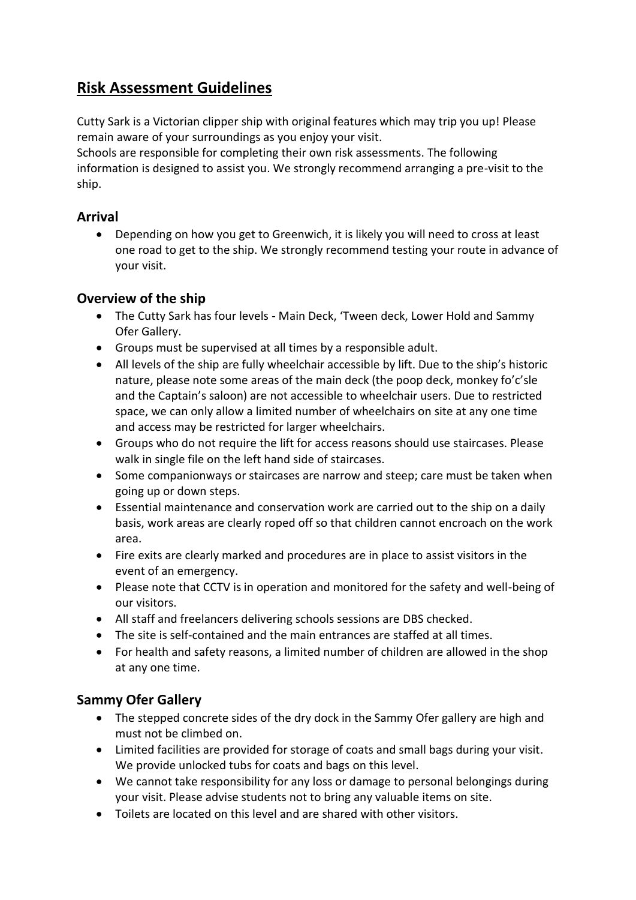# Risk Assessment Guidelines

Cutty Sark is a Victorian clipper ship with original features which may trip you up! Please remain aware of your surroundings as you enjoy your visit.
Schools are responsible for completing their own risk assessments. The following information is designed to assist you. We strongly recommend arranging a pre-visit to the ship.

## Arrival

- Depending on how you get to Greenwich, it is likely you will need to cross at least one road to get to the ship. We strongly recommend testing your route in advance of your visit.

## Overview of the ship

- The Cutty Sark has four levels - Main Deck, 'Tween deck, Lower Hold and Sammy Ofer Gallery.
- Groups must be supervised at all times by a responsible adult.
- All levels of the ship are fully wheelchair accessible by lift. Due to the ship's historic nature, please note some areas of the main deck (the poop deck, monkey fo'c'sle and the Captain's saloon) are not accessible to wheelchair users. Due to restricted space, we can only allow a limited number of wheelchairs on site at any one time and access may be restricted for larger wheelchairs.
- Groups who do not require the lift for access reasons should use staircases. Please walk in single file on the left hand side of staircases.
- Some companionways or staircases are narrow and steep; care must be taken when going up or down steps.
- Essential maintenance and conservation work are carried out to the ship on a daily basis, work areas are clearly roped off so that children cannot encroach on the work area.
- Fire exits are clearly marked and procedures are in place to assist visitors in the event of an emergency.
- Please note that CCTV is in operation and monitored for the safety and well-being of our visitors.
- All staff and freelancers delivering schools sessions are DBS checked.
- The site is self-contained and the main entrances are staffed at all times.
- For health and safety reasons, a limited number of children are allowed in the shop at any one time.

## Sammy Ofer Gallery

- The stepped concrete sides of the dry dock in the Sammy Ofer gallery are high and must not be climbed on.
- Limited facilities are provided for storage of coats and small bags during your visit. We provide unlocked tubs for coats and bags on this level.
- We cannot take responsibility for any loss or damage to personal belongings during your visit. Please advise students not to bring any valuable items on site.
- Toilets are located on this level and are shared with other visitors.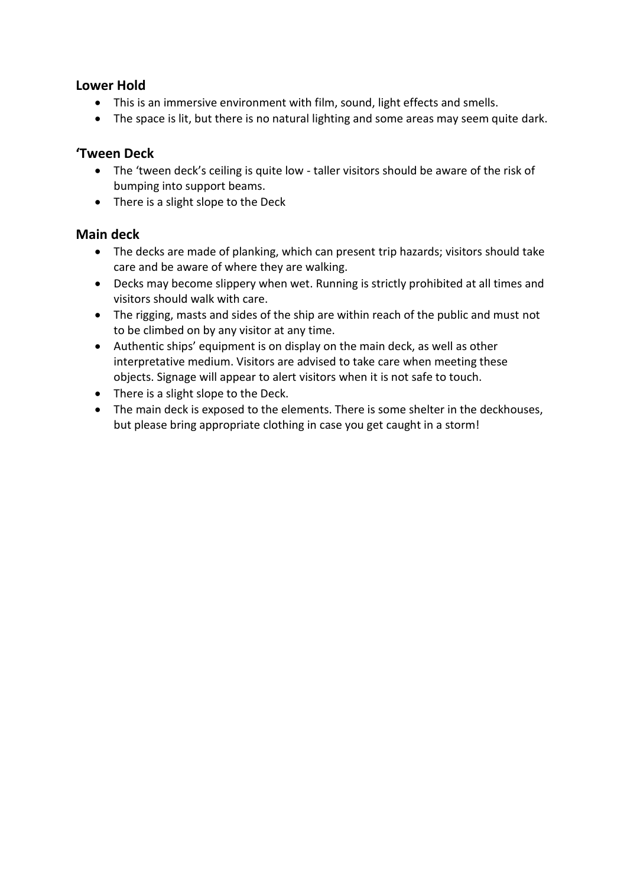## Lower Hold

- This is an immersive environment with film, sound, light effects and smells.
- The space is lit, but there is no natural lighting and some areas may seem quite dark.

## 'Tween Deck

- The 'tween deck's ceiling is quite low - taller visitors should be aware of the risk of bumping into support beams.
- There is a slight slope to the Deck

## Main deck

- The decks are made of planking, which can present trip hazards; visitors should take care and be aware of where they are walking.
- Decks may become slippery when wet. Running is strictly prohibited at all times and visitors should walk with care.
- The rigging, masts and sides of the ship are within reach of the public and must not to be climbed on by any visitor at any time.
- Authentic ships' equipment is on display on the main deck, as well as other interpretative medium. Visitors are advised to take care when meeting these objects. Signage will appear to alert visitors when it is not safe to touch.
- There is a slight slope to the Deck.
- The main deck is exposed to the elements. There is some shelter in the deckhouses, but please bring appropriate clothing in case you get caught in a storm!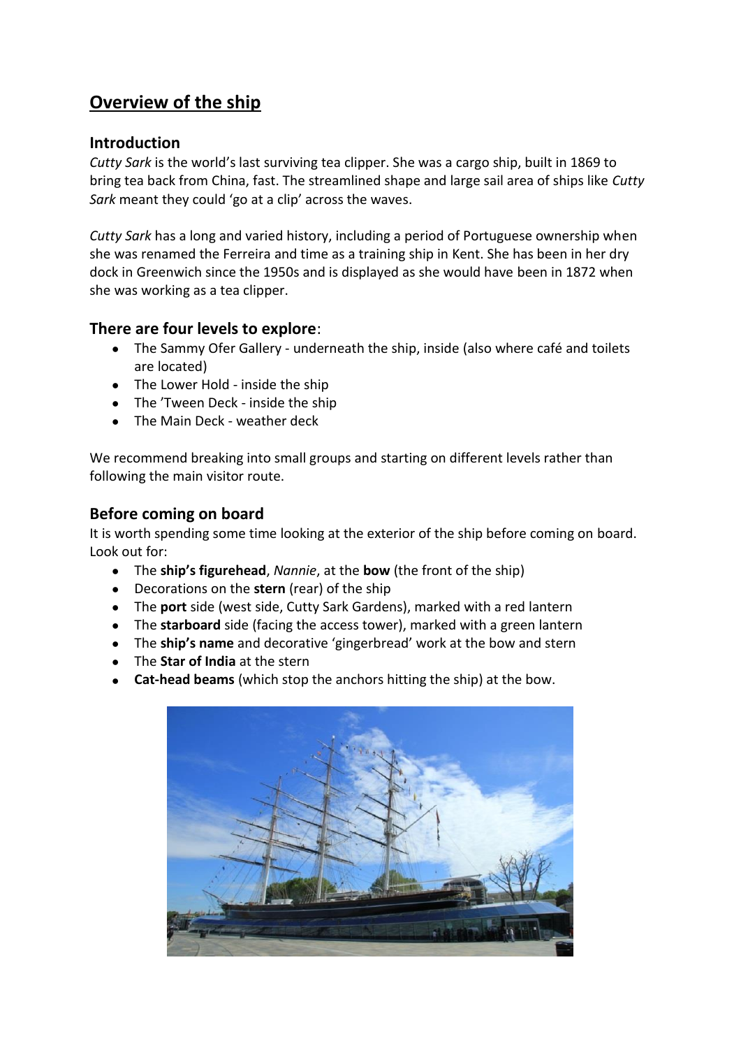# Overview of the ship

## Introduction

*Cutty Sark* is the world's last surviving tea clipper. She was a cargo ship, built in 1869 to bring tea back from China, fast. The streamlined shape and large sail area of ships like *Cutty Sark* meant they could 'go at a clip' across the waves.

*Cutty Sark* has a long and varied history, including a period of Portuguese ownership when she was renamed the Ferreira and time as a training ship in Kent. She has been in her dry dock in Greenwich since the 1950s and is displayed as she would have been in 1872 when she was working as a tea clipper.

## There are four levels to explore:

- The Sammy Ofer Gallery - underneath the ship, inside (also where café and toilets are located)
- The Lower Hold - inside the ship
- The 'Tween Deck - inside the ship
- The Main Deck - weather deck

We recommend breaking into small groups and starting on different levels rather than following the main visitor route.

## Before coming on board

It is worth spending some time looking at the exterior of the ship before coming on board. Look out for:

- The **ship's figurehead**, *Nannie*, at the **bow** (the front of the ship)
- Decorations on the **stern** (rear) of the ship
- The **port** side (west side, Cutty Sark Gardens), marked with a red lantern
- The **starboard** side (facing the access tower), marked with a green lantern
- The **ship's name** and decorative 'gingerbread' work at the bow and stern
- The **Star of India** at the stern
- **Cat-head beams** (which stop the anchors hitting the ship) at the bow.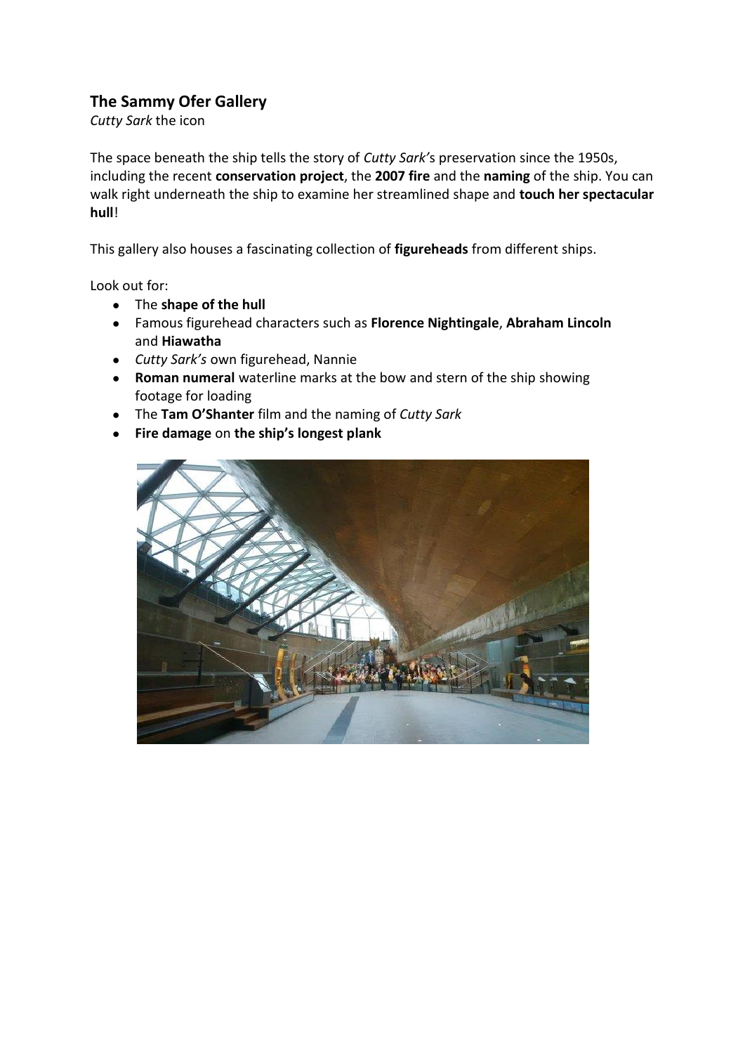## The Sammy Ofer Gallery

*Cutty Sark* the icon

The space beneath the ship tells the story of *Cutty Sark'*s preservation since the 1950s, including the recent **conservation project**, the **2007 fire** and the **naming** of the ship. You can walk right underneath the ship to examine her streamlined shape and **touch her spectacular hull**!

This gallery also houses a fascinating collection of **figureheads** from different ships.

Look out for:

- The **shape of the hull**
- Famous figurehead characters such as **Florence Nightingale**, **Abraham Lincoln** and **Hiawatha**
- *Cutty Sark's* own figurehead, Nannie
- **Roman numeral** waterline marks at the bow and stern of the ship showing footage for loading
- The **Tam O'Shanter** film and the naming of *Cutty Sark*
- **Fire damage** on **the ship's longest plank**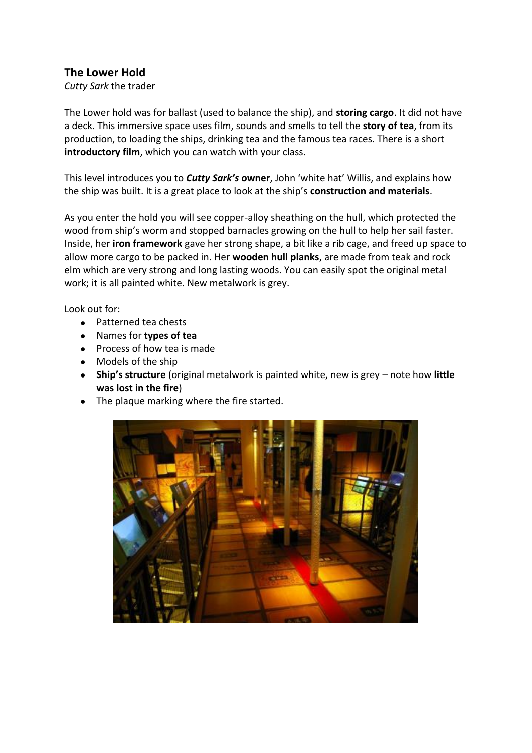## The Lower Hold

*Cutty Sark* the trader

The Lower hold was for ballast (used to balance the ship), and **storing cargo**. It did not have a deck. This immersive space uses film, sounds and smells to tell the **story of tea**, from its production, to loading the ships, drinking tea and the famous tea races. There is a short **introductory film**, which you can watch with your class.

This level introduces you to ***Cutty Sark's* owner**, John 'white hat' Willis, and explains how the ship was built. It is a great place to look at the ship's **construction and materials**.

As you enter the hold you will see copper-alloy sheathing on the hull, which protected the wood from ship's worm and stopped barnacles growing on the hull to help her sail faster. Inside, her **iron framework** gave her strong shape, a bit like a rib cage, and freed up space to allow more cargo to be packed in. Her **wooden hull planks**, are made from teak and rock elm which are very strong and long lasting woods. You can easily spot the original metal work; it is all painted white. New metalwork is grey.

Look out for:

- Patterned tea chests
- Names for **types of tea**
- Process of how tea is made
- Models of the ship
- **Ship's structure** (original metalwork is painted white, new is grey – note how **little was lost in the fire**)
- The plaque marking where the fire started.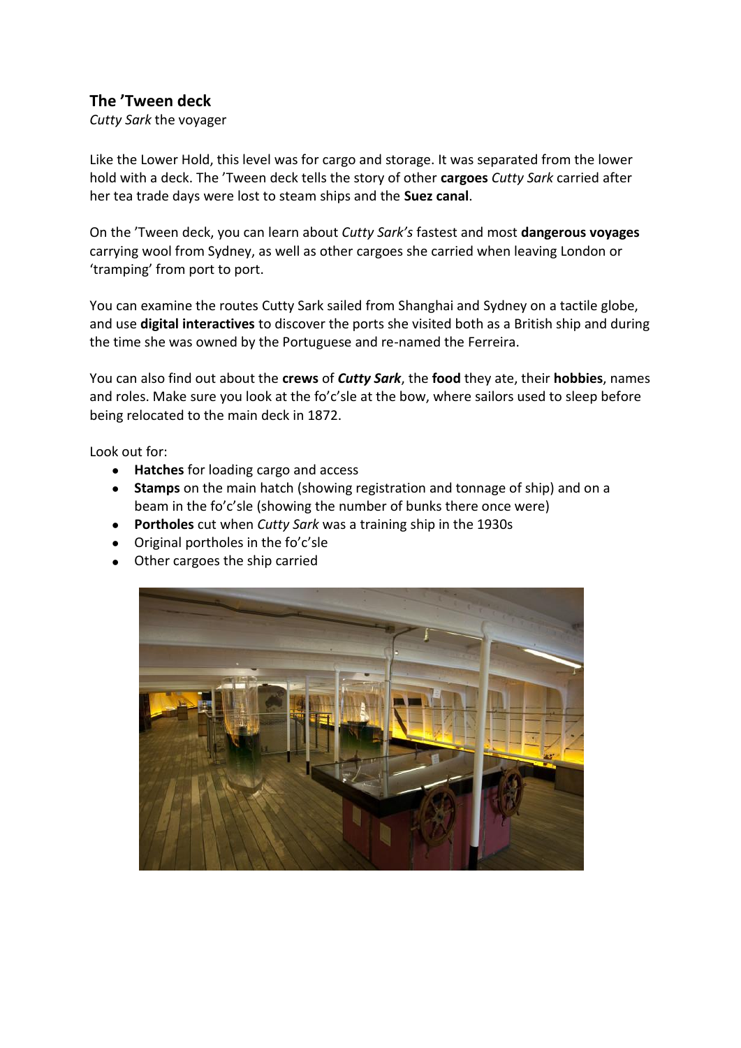## The ’Tween deck

*Cutty Sark* the voyager

Like the Lower Hold, this level was for cargo and storage. It was separated from the lower hold with a deck. The ’Tween deck tells the story of other **cargoes** *Cutty Sark* carried after her tea trade days were lost to steam ships and the **Suez canal**.

On the ’Tween deck, you can learn about *Cutty Sark’s* fastest and most **dangerous voyages** carrying wool from Sydney, as well as other cargoes she carried when leaving London or ‘tramping’ from port to port.

You can examine the routes Cutty Sark sailed from Shanghai and Sydney on a tactile globe, and use **digital interactives** to discover the ports she visited both as a British ship and during the time she was owned by the Portuguese and re-named the Ferreira.

You can also find out about the **crews** of ***Cutty Sark***, the **food** they ate, their **hobbies**, names and roles. Make sure you look at the fo’c’sle at the bow, where sailors used to sleep before being relocated to the main deck in 1872.

Look out for:

- **Hatches** for loading cargo and access
- **Stamps** on the main hatch (showing registration and tonnage of ship) and on a beam in the fo’c’sle (showing the number of bunks there once were)
- **Portholes** cut when *Cutty Sark* was a training ship in the 1930s
- Original portholes in the fo’c’sle
- Other cargoes the ship carried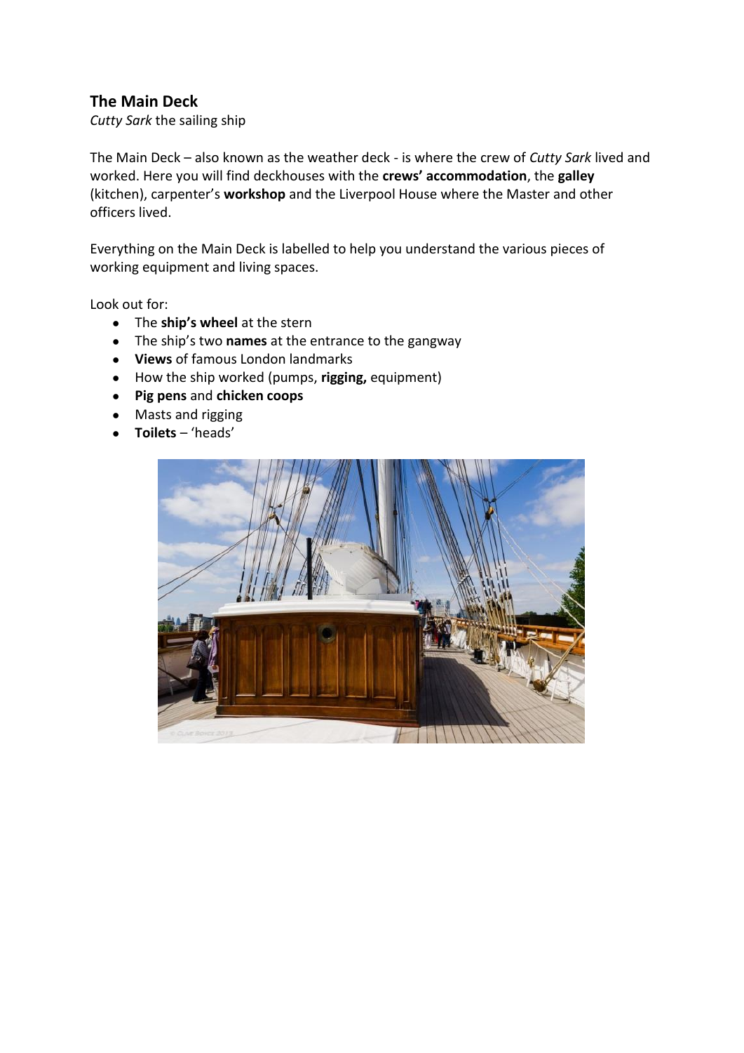## The Main Deck

*Cutty Sark* the sailing ship

The Main Deck – also known as the weather deck - is where the crew of *Cutty Sark* lived and worked. Here you will find deckhouses with the **crews' accommodation**, the **galley** (kitchen), carpenter's **workshop** and the Liverpool House where the Master and other officers lived.

Everything on the Main Deck is labelled to help you understand the various pieces of working equipment and living spaces.

Look out for:

- The **ship's wheel** at the stern
- The ship's two **names** at the entrance to the gangway
- **Views** of famous London landmarks
- How the ship worked (pumps, **rigging,** equipment)
- **Pig pens** and **chicken coops**
- Masts and rigging
- **Toilets** – 'heads'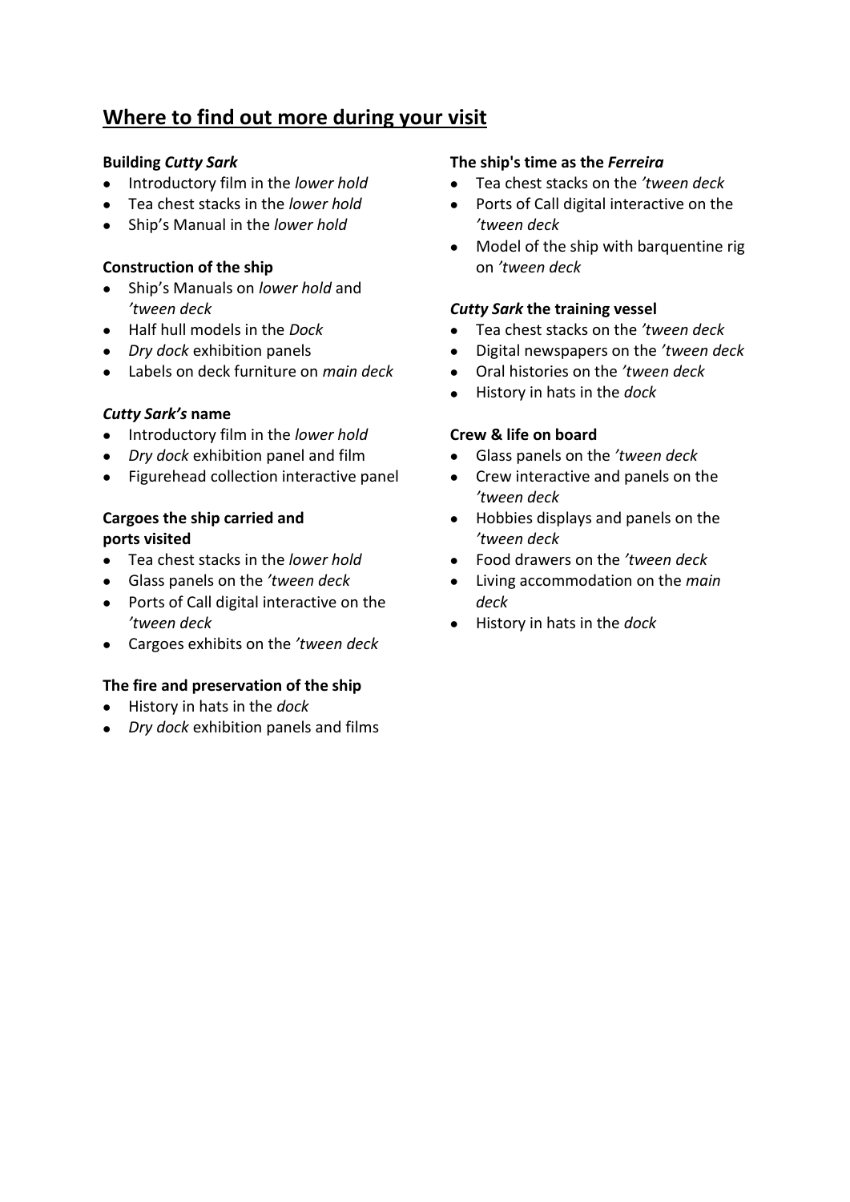## Where to find out more during your visit

**Building *Cutty Sark***

- Introductory film in the *lower hold*
- Tea chest stacks in the *lower hold*
- Ship's Manual in the *lower hold*

**Construction of the ship**

- Ship's Manuals on *lower hold* and *'tween deck*
- Half hull models in the *Dock*
- *Dry dock* exhibition panels
- Labels on deck furniture on *main deck*

***Cutty Sark's* name**

- Introductory film in the *lower hold*
- *Dry dock* exhibition panel and film
- Figurehead collection interactive panel

**Cargoes the ship carried and ports visited**

- Tea chest stacks in the *lower hold*
- Glass panels on the *'tween deck*
- Ports of Call digital interactive on the *'tween deck*
- Cargoes exhibits on the *'tween deck*

**The fire and preservation of the ship**

- History in hats in the *dock*
- *Dry dock* exhibition panels and films

**The ship's time as the *Ferreira***

- Tea chest stacks on the *'tween deck*
- Ports of Call digital interactive on the *'tween deck*
- Model of the ship with barquentine rig on *'tween deck*

***Cutty Sark* the training vessel**

- Tea chest stacks on the *'tween deck*
- Digital newspapers on the *'tween deck*
- Oral histories on the *'tween deck*
- History in hats in the *dock*

**Crew & life on board**

- Glass panels on the *'tween deck*
- Crew interactive and panels on the *'tween deck*
- Hobbies displays and panels on the *'tween deck*
- Food drawers on the *'tween deck*
- Living accommodation on the *main deck*
- History in hats in the *dock*